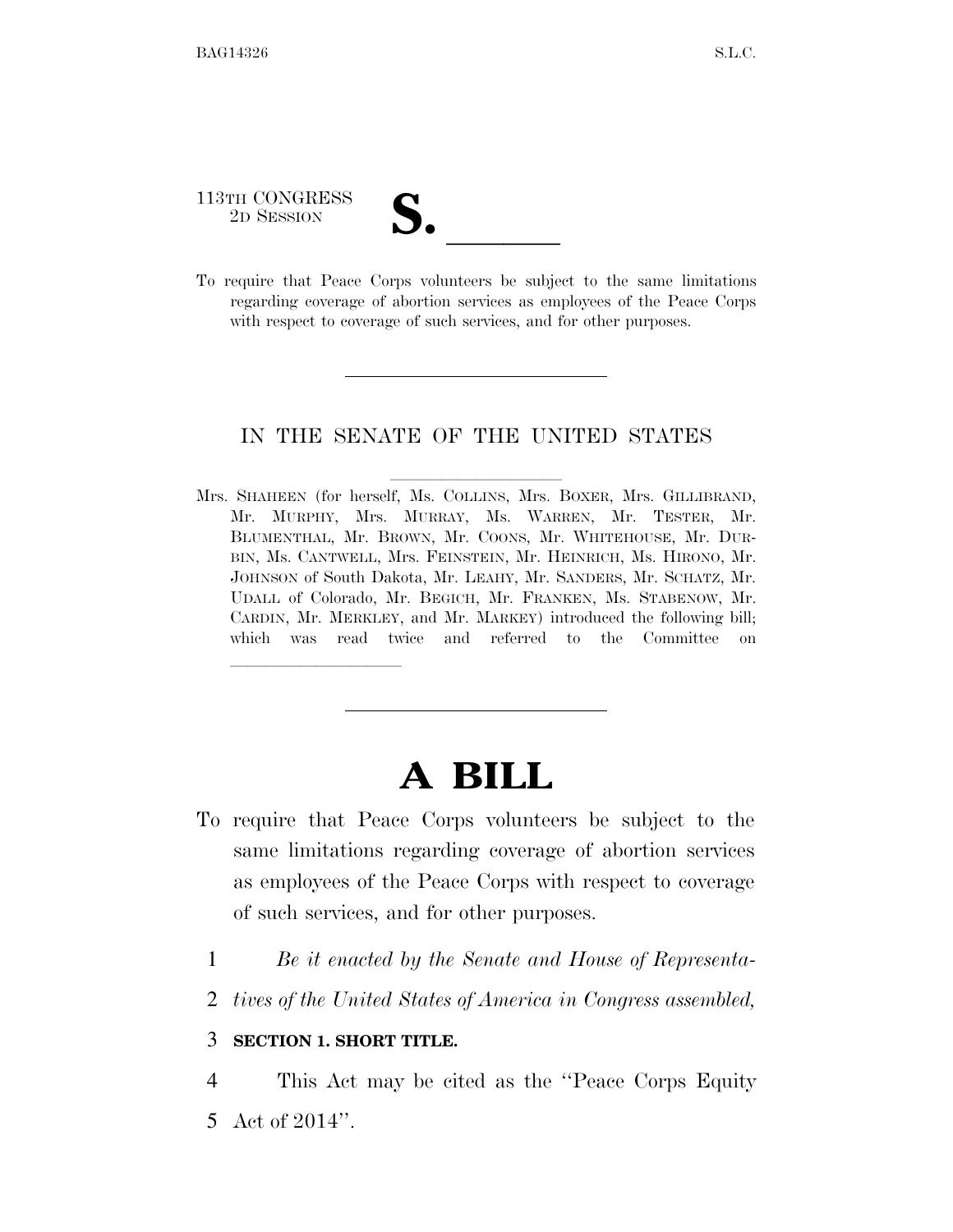113TH CONGRESS
2D SESSION

# S. \_\_\_\_\_\_

To require that Peace Corps volunteers be subject to the same limitations regarding coverage of abortion services as employees of the Peace Corps with respect to coverage of such services, and for other purposes.

---

IN THE SENATE OF THE UNITED STATES

Mrs. SHAHEEN (for herself, Ms. COLLINS, Mrs. BOXER, Mrs. GILLIBRAND, Mr. MURPHY, Mrs. MURRAY, Ms. WARREN, Mr. TESTER, Mr. BLUMENTHAL, Mr. BROWN, Mr. COONS, Mr. WHITEHOUSE, Mr. DURBIN, Ms. CANTWELL, Mrs. FEINSTEIN, Mr. HEINRICH, Ms. HIRONO, Mr. JOHNSON of South Dakota, Mr. LEAHY, Mr. SANDERS, Mr. SCHATZ, Mr. UDALL of Colorado, Mr. BEGICH, Mr. FRANKEN, Ms. STABENOW, Mr. CARDIN, Mr. MERKLEY, and Mr. MARKEY) introduced the following bill; which was read twice and referred to the Committee on \_\_\_\_\_\_\_\_\_\_\_\_\_\_\_\_

---

# A BILL

To require that Peace Corps volunteers be subject to the same limitations regarding coverage of abortion services as employees of the Peace Corps with respect to coverage of such services, and for other purposes.

1 *Be it enacted by the Senate and House of Representa-*
2 *tives of the United States of America in Congress assembled,*

3 **SECTION 1. SHORT TITLE.**

4 This Act may be cited as the ''Peace Corps Equity
5 Act of 2014''.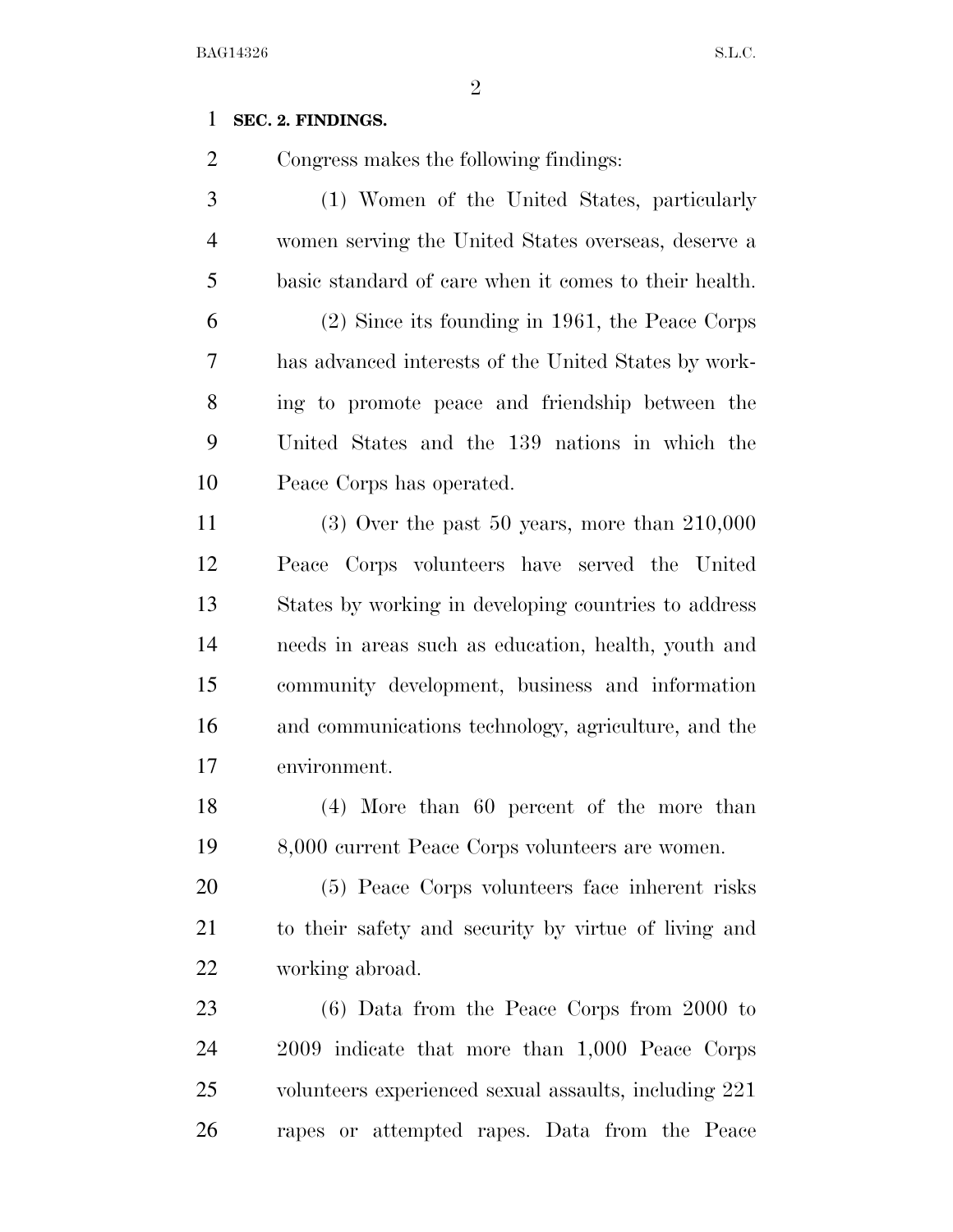**SEC. 2. FINDINGS.**

Congress makes the following findings:

(1) Women of the United States, particularly women serving the United States overseas, deserve a basic standard of care when it comes to their health.

(2) Since its founding in 1961, the Peace Corps has advanced interests of the United States by working to promote peace and friendship between the United States and the 139 nations in which the Peace Corps has operated.

(3) Over the past 50 years, more than 210,000 Peace Corps volunteers have served the United States by working in developing countries to address needs in areas such as education, health, youth and community development, business and information and communications technology, agriculture, and the environment.

(4) More than 60 percent of the more than 8,000 current Peace Corps volunteers are women.

(5) Peace Corps volunteers face inherent risks to their safety and security by virtue of living and working abroad.

(6) Data from the Peace Corps from 2000 to 2009 indicate that more than 1,000 Peace Corps volunteers experienced sexual assaults, including 221 rapes or attempted rapes. Data from the Peace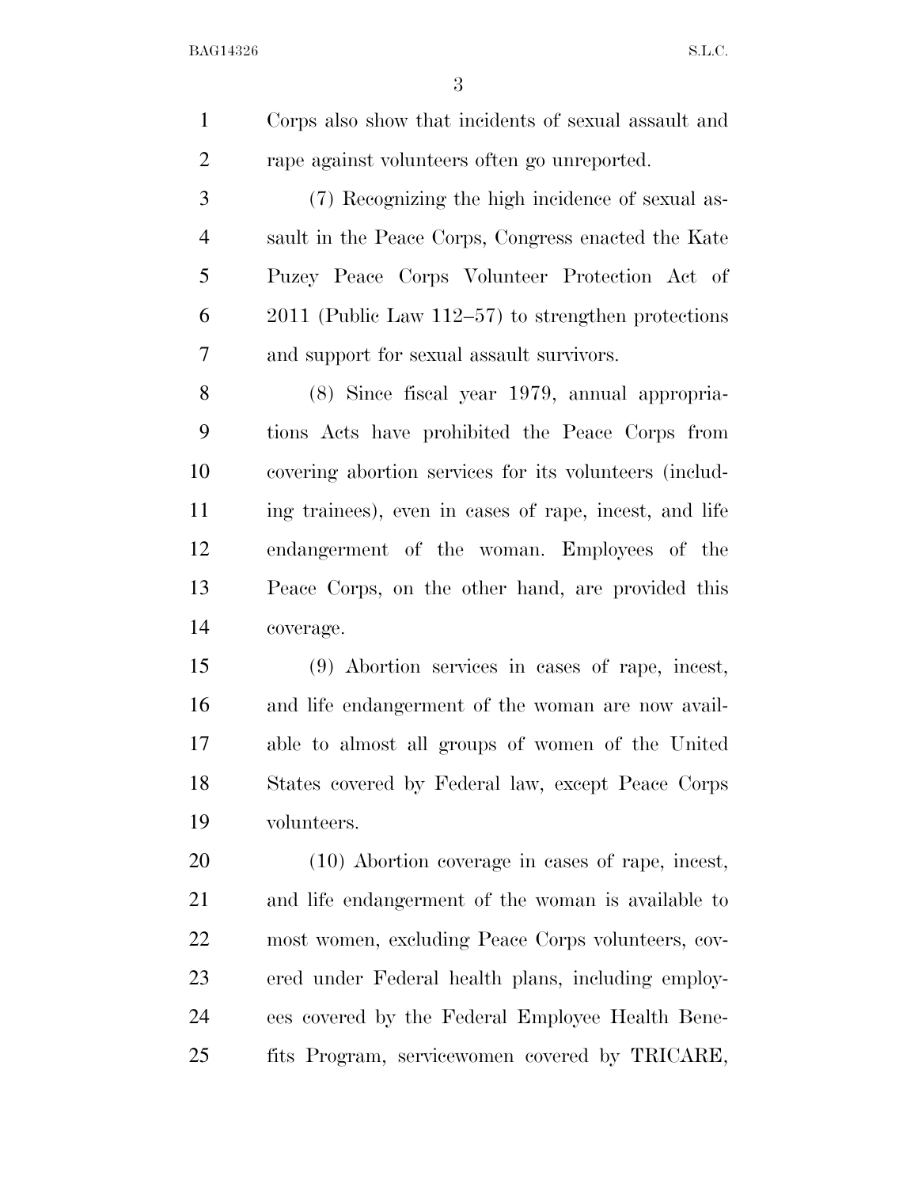Corps also show that incidents of sexual assault and rape against volunteers often go unreported.

(7) Recognizing the high incidence of sexual assault in the Peace Corps, Congress enacted the Kate Puzey Peace Corps Volunteer Protection Act of 2011 (Public Law 112–57) to strengthen protections and support for sexual assault survivors.

(8) Since fiscal year 1979, annual appropriations Acts have prohibited the Peace Corps from covering abortion services for its volunteers (including trainees), even in cases of rape, incest, and life endangerment of the woman. Employees of the Peace Corps, on the other hand, are provided this coverage.

(9) Abortion services in cases of rape, incest, and life endangerment of the woman are now available to almost all groups of women of the United States covered by Federal law, except Peace Corps volunteers.

(10) Abortion coverage in cases of rape, incest, and life endangerment of the woman is available to most women, excluding Peace Corps volunteers, covered under Federal health plans, including employees covered by the Federal Employee Health Benefits Program, servicewomen covered by TRICARE,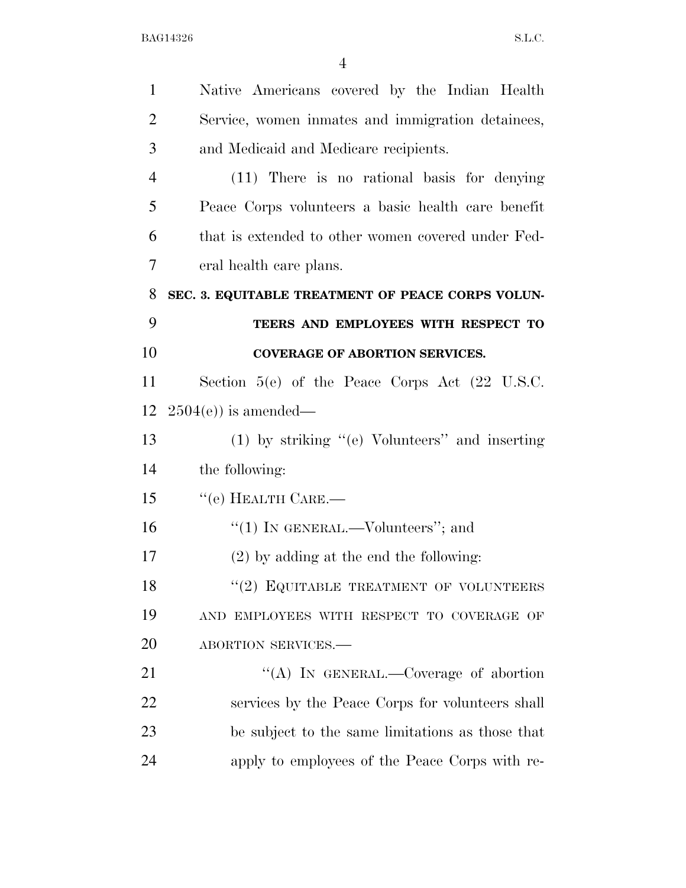Native Americans covered by the Indian Health Service, women inmates and immigration detainees, and Medicaid and Medicare recipients.

(11) There is no rational basis for denying Peace Corps volunteers a basic health care benefit that is extended to other women covered under Federal health care plans.

**SEC. 3. EQUITABLE TREATMENT OF PEACE CORPS VOLUNTEERS AND EMPLOYEES WITH RESPECT TO COVERAGE OF ABORTION SERVICES.**

Section 5(e) of the Peace Corps Act (22 U.S.C. 2504(e)) is amended—

(1) by striking "(e) Volunteers" and inserting the following:

"(e) HEALTH CARE.—

"(1) IN GENERAL.—Volunteers"; and

(2) by adding at the end the following:

"(2) EQUITABLE TREATMENT OF VOLUNTEERS AND EMPLOYEES WITH RESPECT TO COVERAGE OF ABORTION SERVICES.—

"(A) IN GENERAL.—Coverage of abortion services by the Peace Corps for volunteers shall be subject to the same limitations as those that apply to employees of the Peace Corps with re-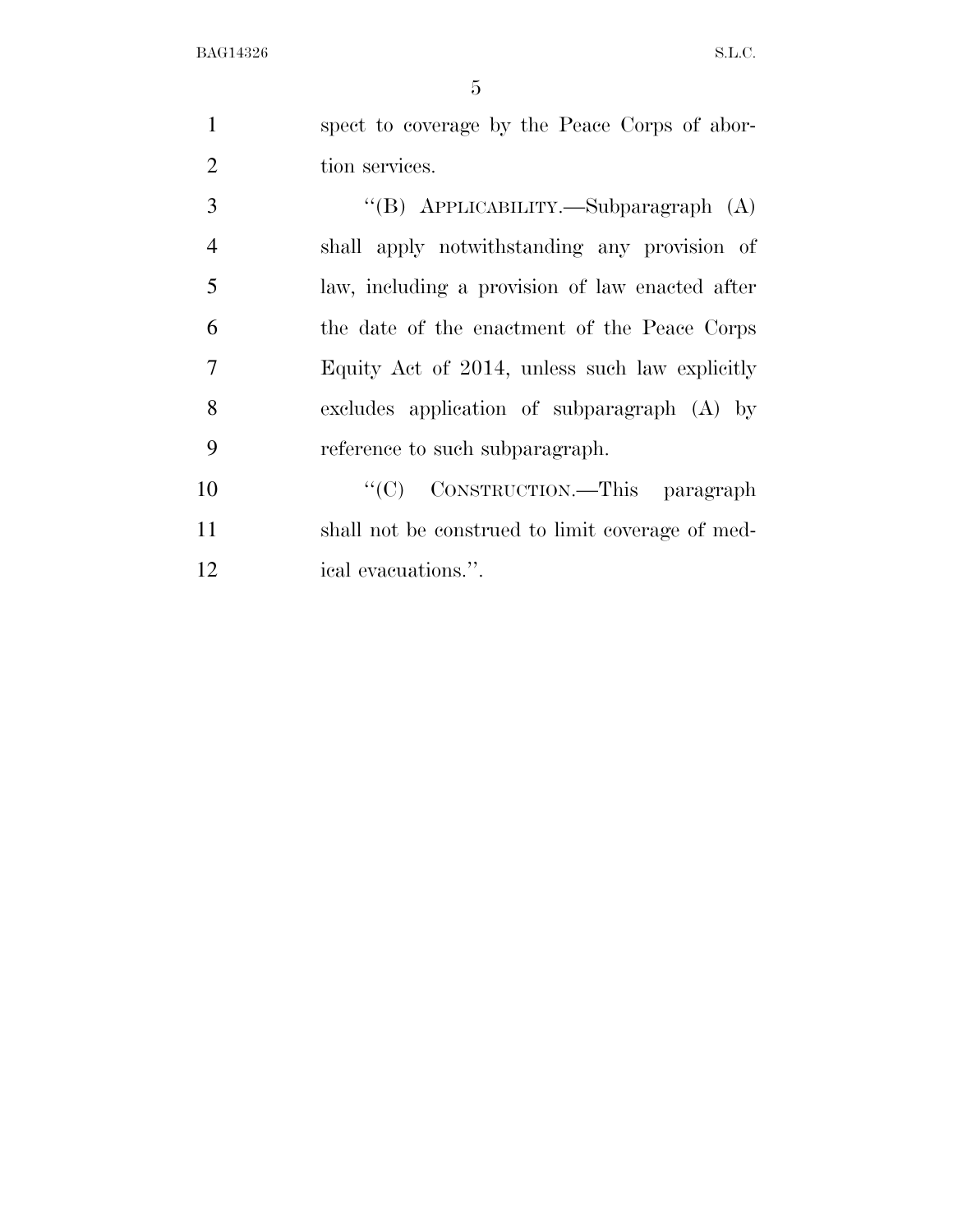spect to coverage by the Peace Corps of abortion services.

"(B) APPLICABILITY.—Subparagraph (A) shall apply notwithstanding any provision of law, including a provision of law enacted after the date of the enactment of the Peace Corps Equity Act of 2014, unless such law explicitly excludes application of subparagraph (A) by reference to such subparagraph.

"(C) CONSTRUCTION.—This paragraph shall not be construed to limit coverage of medical evacuations.".